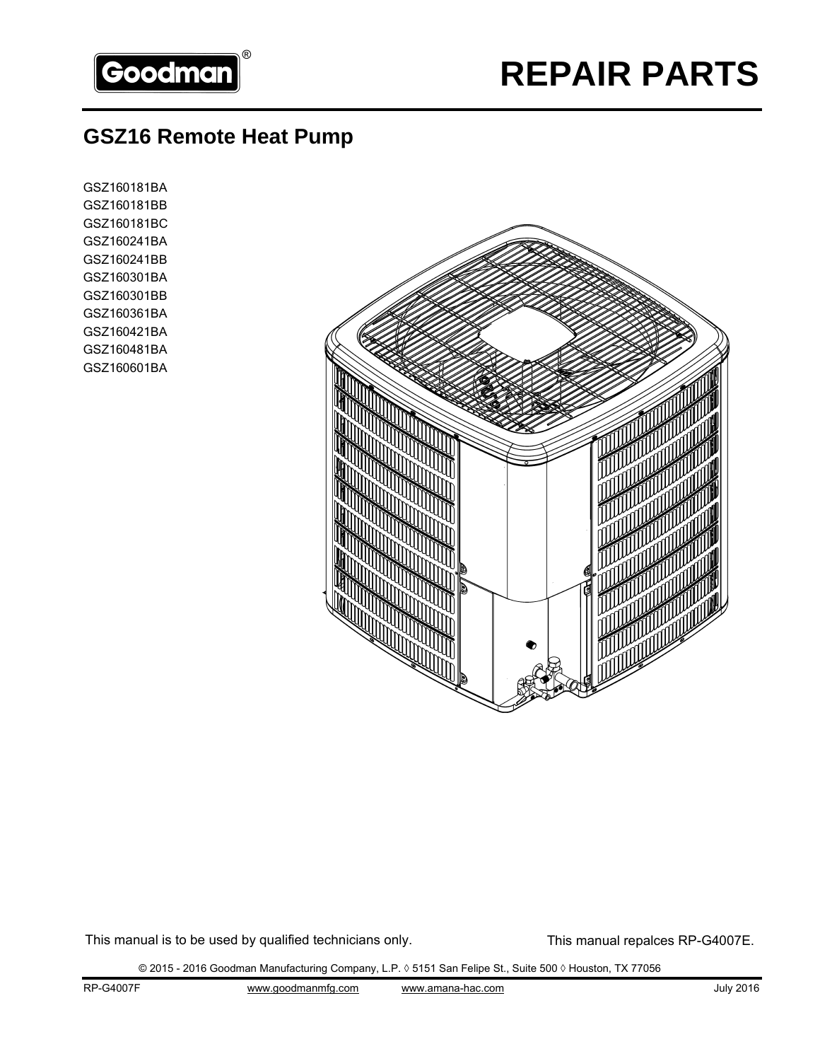Goodman®

# REPAIR PARTS

## GSZ16 Remote Heat Pump

GSZ160181BA
GSZ160181BB
GSZ160181BC
GSZ160241BA
GSZ160241BB
GSZ160301BA
GSZ160301BB
GSZ160361BA
GSZ160421BA
GSZ160481BA
GSZ160601BA

This manual is to be used by qualified technicians only.

This manual repalces RP-G4007E.

© 2015 - 2016 Goodman Manufacturing Company, L.P. ◊ 5151 San Felipe St., Suite 500 ◊ Houston, TX 77056

RP-G4007F www.goodmanmfg.com www.amana-hac.com July 2016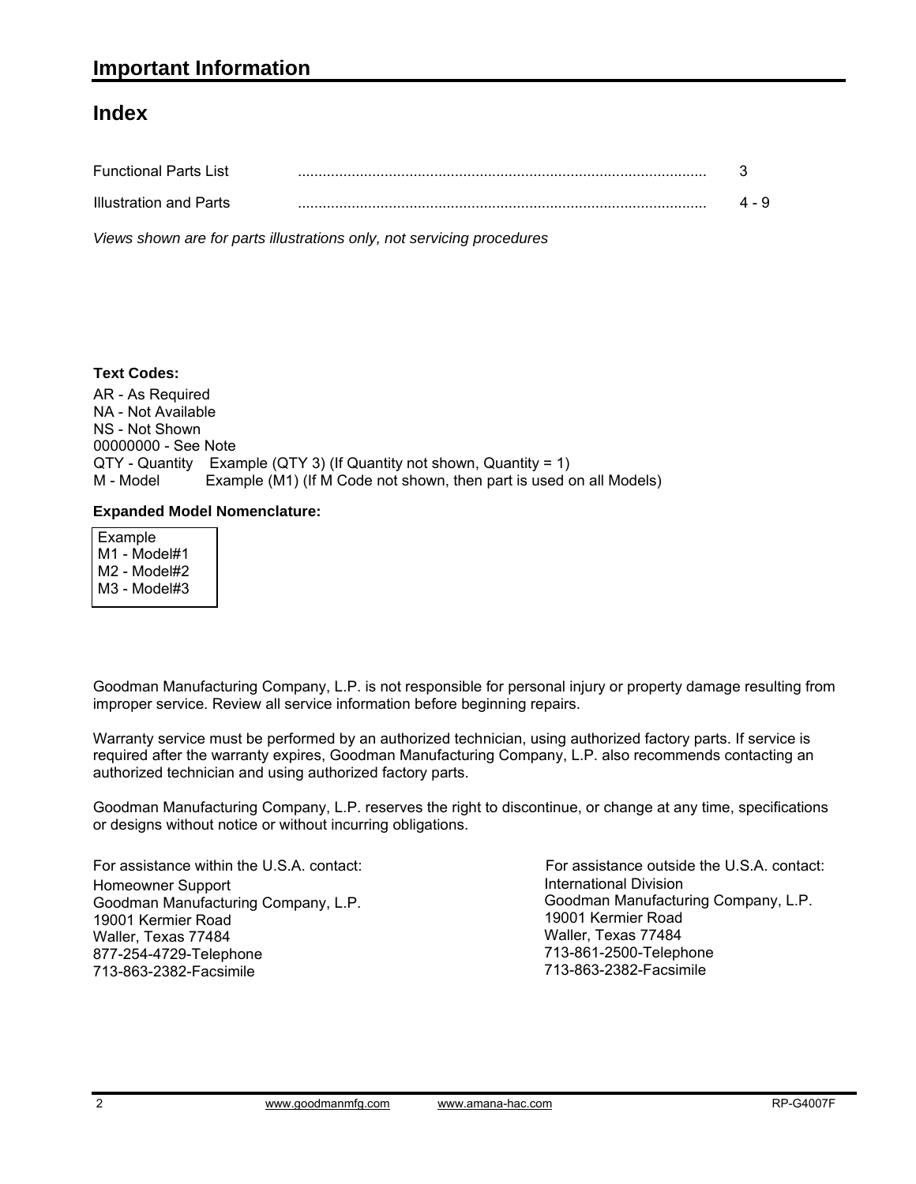# Important Information

## Index

| | | |
|---|---|---|
| Functional Parts List | .................................................................................................. | 3 |
| Illustration and Parts | .................................................................................................. | 4 - 9 |

*Views shown are for parts illustrations only, not servicing procedures*

**Text Codes:**

AR - As Required
NA - Not Available
NS - Not Shown
00000000 - See Note
QTY - Quantity    Example (QTY 3) (If Quantity not shown, Quantity = 1)
M - Model    Example (M1) (If M Code not shown, then part is used on all Models)

**Expanded Model Nomenclature:**

Example
M1 - Model#1
M2 - Model#2
M3 - Model#3

Goodman Manufacturing Company, L.P. is not responsible for personal injury or property damage resulting from improper service. Review all service information before beginning repairs.

Warranty service must be performed by an authorized technician, using authorized factory parts. If service is required after the warranty expires, Goodman Manufacturing Company, L.P. also recommends contacting an authorized technician and using authorized factory parts.

Goodman Manufacturing Company, L.P. reserves the right to discontinue, or change at any time, specifications or designs without notice or without incurring obligations.

For assistance within the U.S.A. contact:
Homeowner Support
Goodman Manufacturing Company, L.P.
19001 Kermier Road
Waller, Texas 77484
877-254-4729-Telephone
713-863-2382-Facsimile

For assistance outside the U.S.A. contact:
International Division
Goodman Manufacturing Company, L.P.
19001 Kermier Road
Waller, Texas 77484
713-861-2500-Telephone
713-863-2382-Facsimile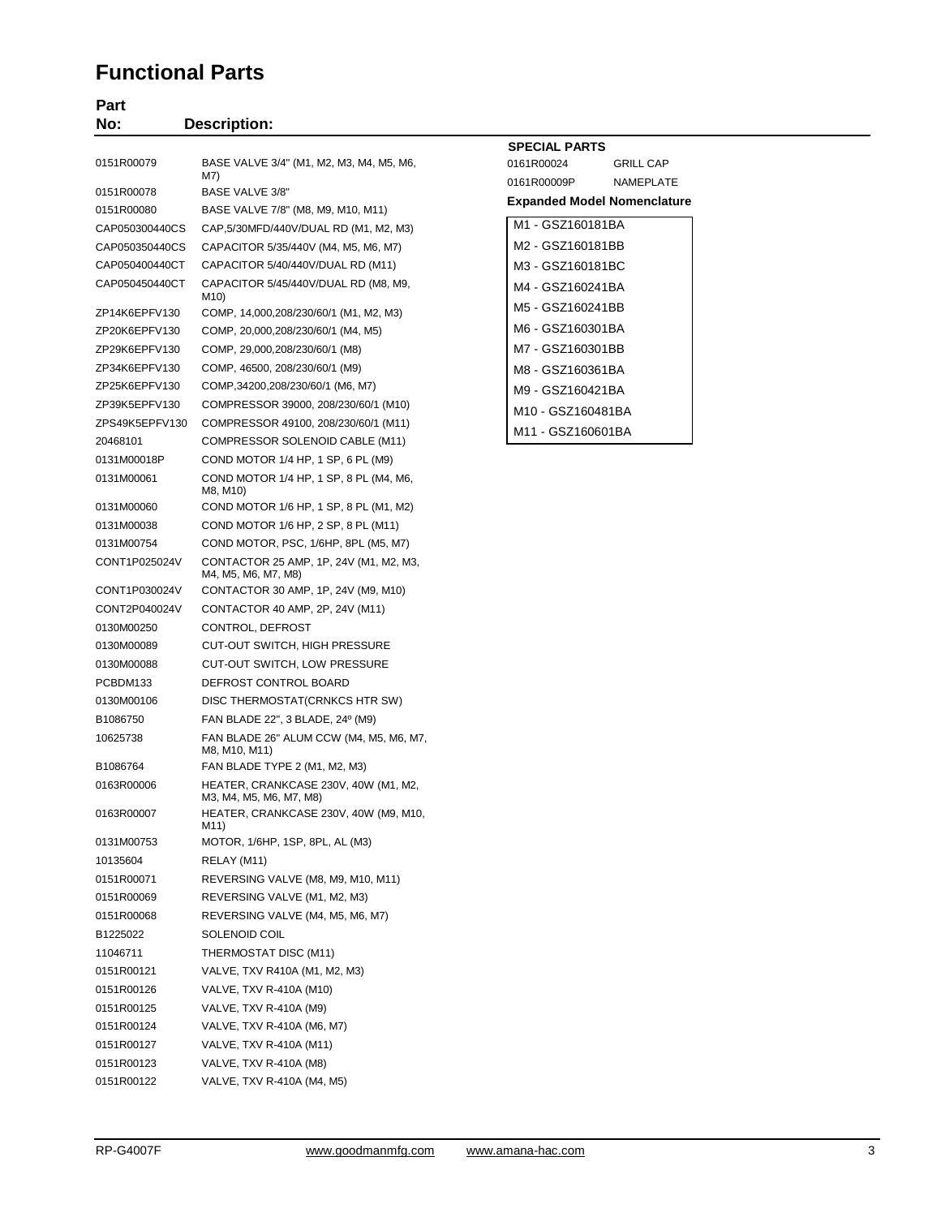# Functional Parts

| Part No: | Description: |
|---|---|
| 0151R00079 | BASE VALVE 3/4" (M1, M2, M3, M4, M5, M6, M7) |
| 0151R00078 | BASE VALVE 3/8" |
| 0151R00080 | BASE VALVE 7/8" (M8, M9, M10, M11) |
| CAP050300440CS | CAP,5/30MFD/440V/DUAL RD (M1, M2, M3) |
| CAP050350440CS | CAPACITOR 5/35/440V (M4, M5, M6, M7) |
| CAP050400440CT | CAPACITOR 5/40/440V/DUAL RD (M11) |
| CAP050450440CT | CAPACITOR 5/45/440V/DUAL RD (M8, M9, M10) |
| ZP14K6EPFV130 | COMP, 14,000,208/230/60/1 (M1, M2, M3) |
| ZP20K6EPFV130 | COMP, 20,000,208/230/60/1 (M4, M5) |
| ZP29K6EPFV130 | COMP, 29,000,208/230/60/1 (M8) |
| ZP34K6EPFV130 | COMP, 46500, 208/230/60/1 (M9) |
| ZP25K6EPFV130 | COMP,34200,208/230/60/1 (M6, M7) |
| ZP39K5EPFV130 | COMPRESSOR 39000, 208/230/60/1 (M10) |
| ZPS49K5EPFV130 | COMPRESSOR 49100, 208/230/60/1 (M11) |
| 20468101 | COMPRESSOR SOLENOID CABLE (M11) |
| 0131M00018P | COND MOTOR 1/4 HP, 1 SP, 6 PL (M9) |
| 0131M00061 | COND MOTOR 1/4 HP, 1 SP, 8 PL (M4, M6, M8, M10) |
| 0131M00060 | COND MOTOR 1/6 HP, 1 SP, 8 PL (M1, M2) |
| 0131M00038 | COND MOTOR 1/6 HP, 2 SP, 8 PL (M11) |
| 0131M00754 | COND MOTOR, PSC, 1/6HP, 8PL (M5, M7) |
| CONT1P025024V | CONTACTOR 25 AMP, 1P, 24V (M1, M2, M3, M4, M5, M6, M7, M8) |
| CONT1P030024V | CONTACTOR 30 AMP, 1P, 24V (M9, M10) |
| CONT2P040024V | CONTACTOR 40 AMP, 2P, 24V (M11) |
| 0130M00250 | CONTROL, DEFROST |
| 0130M00089 | CUT-OUT SWITCH, HIGH PRESSURE |
| 0130M00088 | CUT-OUT SWITCH, LOW PRESSURE |
| PCBDM133 | DEFROST CONTROL BOARD |
| 0130M00106 | DISC THERMOSTAT(CRNKCS HTR SW) |
| B1086750 | FAN BLADE 22", 3 BLADE, 24º (M9) |
| 10625738 | FAN BLADE 26" ALUM CCW (M4, M5, M6, M7, M8, M10, M11) |
| B1086764 | FAN BLADE TYPE 2 (M1, M2, M3) |
| 0163R00006 | HEATER, CRANKCASE 230V, 40W (M1, M2, M3, M4, M5, M6, M7, M8) |
| 0163R00007 | HEATER, CRANKCASE 230V, 40W (M9, M10, M11) |
| 0131M00753 | MOTOR, 1/6HP, 1SP, 8PL, AL (M3) |
| 10135604 | RELAY (M11) |
| 0151R00071 | REVERSING VALVE (M8, M9, M10, M11) |
| 0151R00069 | REVERSING VALVE (M1, M2, M3) |
| 0151R00068 | REVERSING VALVE (M4, M5, M6, M7) |
| B1225022 | SOLENOID COIL |
| 11046711 | THERMOSTAT DISC (M11) |
| 0151R00121 | VALVE, TXV R410A (M1, M2, M3) |
| 0151R00126 | VALVE, TXV R-410A (M10) |
| 0151R00125 | VALVE, TXV R-410A (M9) |
| 0151R00124 | VALVE, TXV R-410A (M6, M7) |
| 0151R00127 | VALVE, TXV R-410A (M11) |
| 0151R00123 | VALVE, TXV R-410A (M8) |
| 0151R00122 | VALVE, TXV R-410A (M4, M5) |

**SPECIAL PARTS**

| | |
|---|---|
| 0161R00024 | GRILL CAP |
| 0161R00009P | NAMEPLATE |

**Expanded Model Nomenclature**

| |
|---|
| M1 - GSZ160181BA |
| M2 - GSZ160181BB |
| M3 - GSZ160181BC |
| M4 - GSZ160241BA |
| M5 - GSZ160241BB |
| M6 - GSZ160301BA |
| M7 - GSZ160301BB |
| M8 - GSZ160361BA |
| M9 - GSZ160421BA |
| M10 - GSZ160481BA |
| M11 - GSZ160601BA |

RP-G4007F www.goodmanmfg.com www.amana-hac.com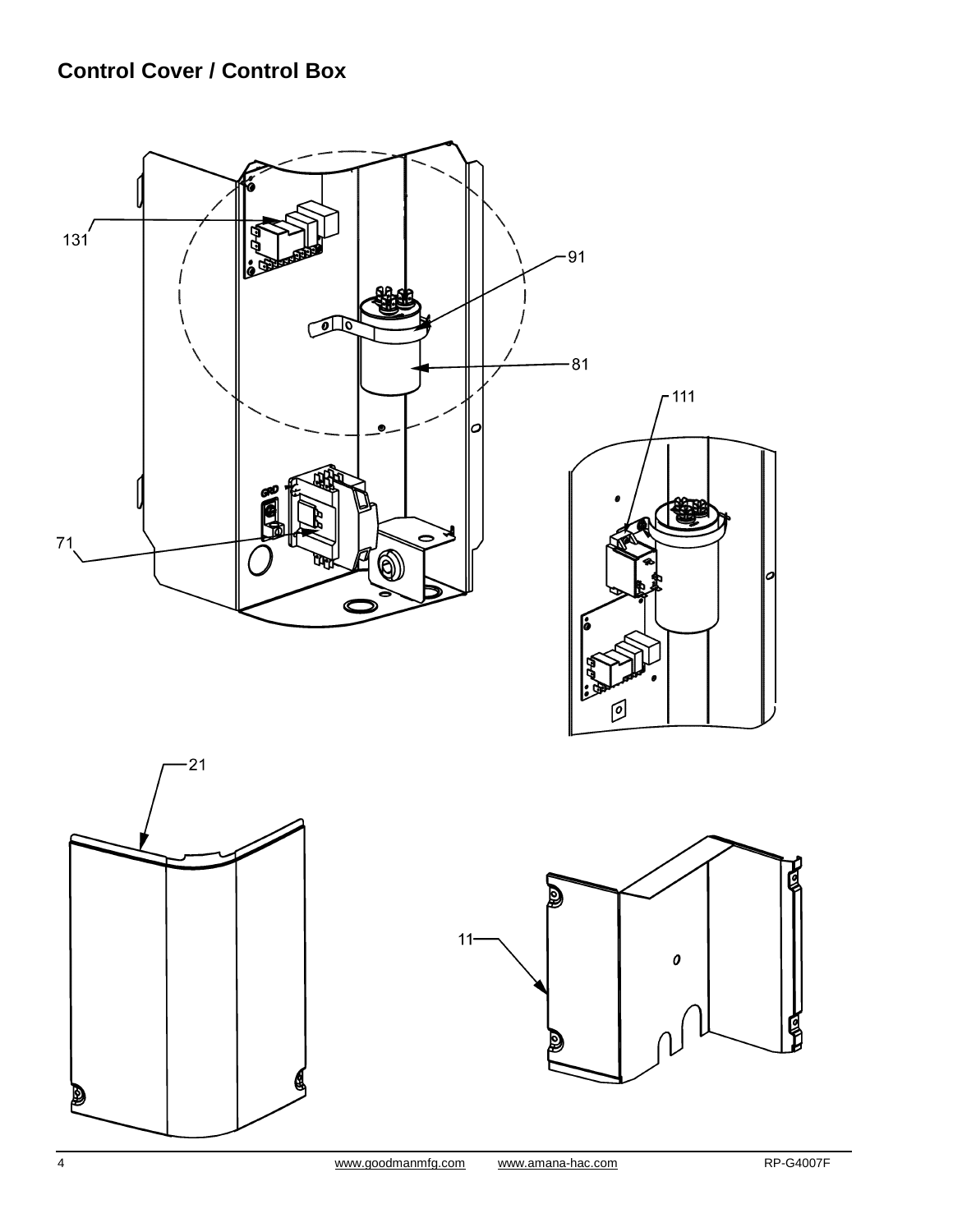## Control Cover / Control Box

131

91

81

111

71

21

11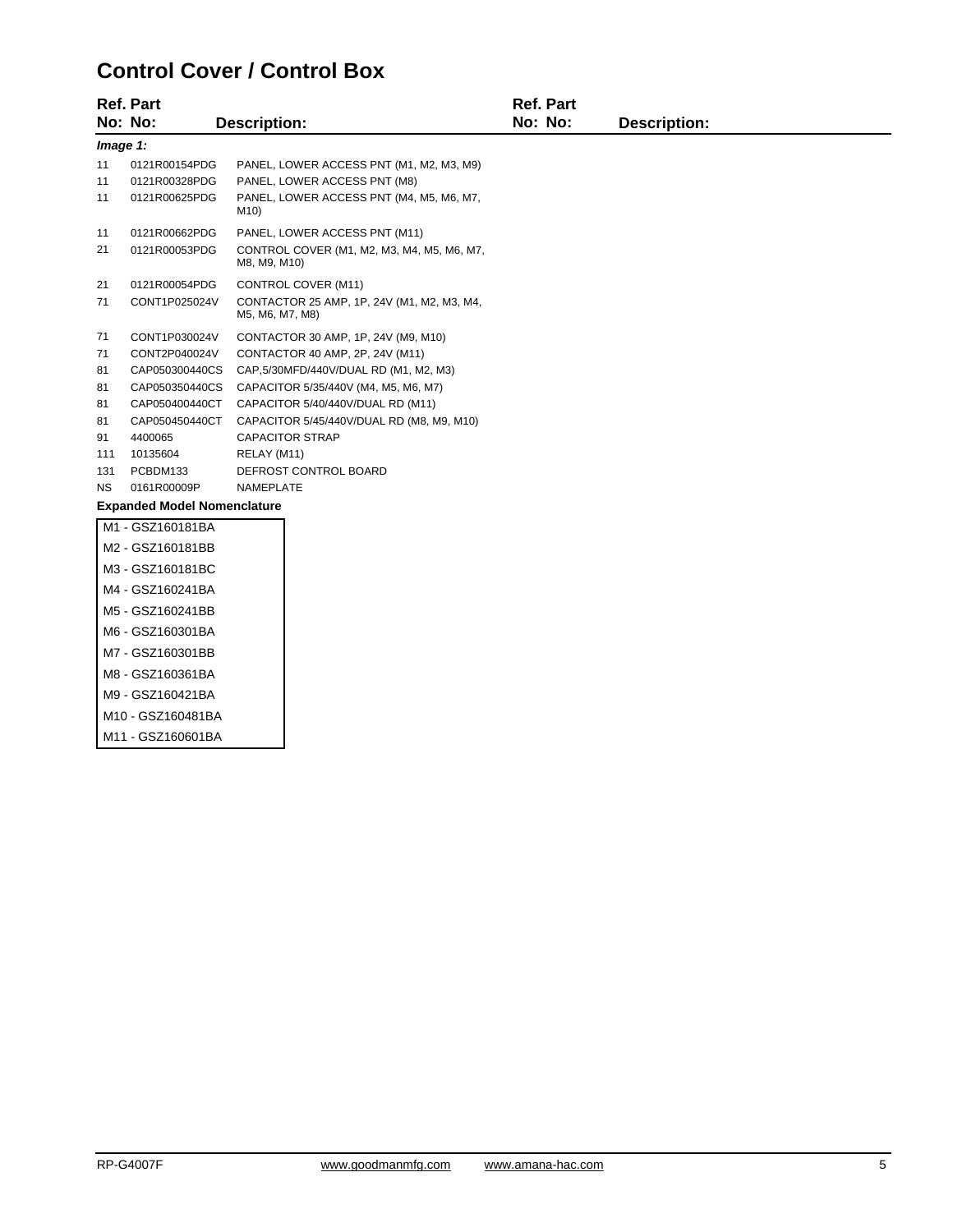# Control Cover / Control Box

| Ref. No: | Part No: | Description: |
|---|---|---|
| ***Image 1:*** | | |
| 11 | 0121R00154PDG | PANEL, LOWER ACCESS PNT (M1, M2, M3, M9) |
| 11 | 0121R00328PDG | PANEL, LOWER ACCESS PNT (M8) |
| 11 | 0121R00625PDG | PANEL, LOWER ACCESS PNT (M4, M5, M6, M7, M10) |
| 11 | 0121R00662PDG | PANEL, LOWER ACCESS PNT (M11) |
| 21 | 0121R00053PDG | CONTROL COVER (M1, M2, M3, M4, M5, M6, M7, M8, M9, M10) |
| 21 | 0121R00054PDG | CONTROL COVER (M11) |
| 71 | CONT1P025024V | CONTACTOR 25 AMP, 1P, 24V (M1, M2, M3, M4, M5, M6, M7, M8) |
| 71 | CONT1P030024V | CONTACTOR 30 AMP, 1P, 24V (M9, M10) |
| 71 | CONT2P040024V | CONTACTOR 40 AMP, 2P, 24V (M11) |
| 81 | CAP050300440CS | CAP,5/30MFD/440V/DUAL RD (M1, M2, M3) |
| 81 | CAP050350440CS | CAPACITOR 5/35/440V (M4, M5, M6, M7) |
| 81 | CAP050400440CT | CAPACITOR 5/40/440V/DUAL RD (M11) |
| 81 | CAP050450440CT | CAPACITOR 5/45/440V/DUAL RD (M8, M9, M10) |
| 91 | 4400065 | CAPACITOR STRAP |
| 111 | 10135604 | RELAY (M11) |
| 131 | PCBDM133 | DEFROST CONTROL BOARD |
| NS | 0161R00009P | NAMEPLATE |

**Expanded Model Nomenclature**

| |
|---|
| M1 - GSZ160181BA |
| M2 - GSZ160181BB |
| M3 - GSZ160181BC |
| M4 - GSZ160241BA |
| M5 - GSZ160241BB |
| M6 - GSZ160301BA |
| M7 - GSZ160301BB |
| M8 - GSZ160361BA |
| M9 - GSZ160421BA |
| M10 - GSZ160481BA |
| M11 - GSZ160601BA |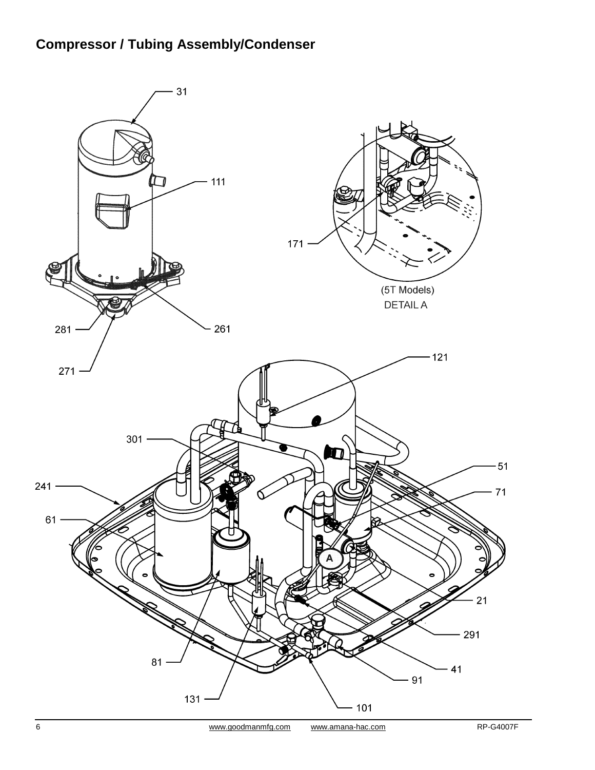## Compressor / Tubing Assembly/Condenser

31

111

171

(5T Models)
DETAIL A

281

261

271

121

301

51

241

71

61

A

21

291

41

81

91

131

101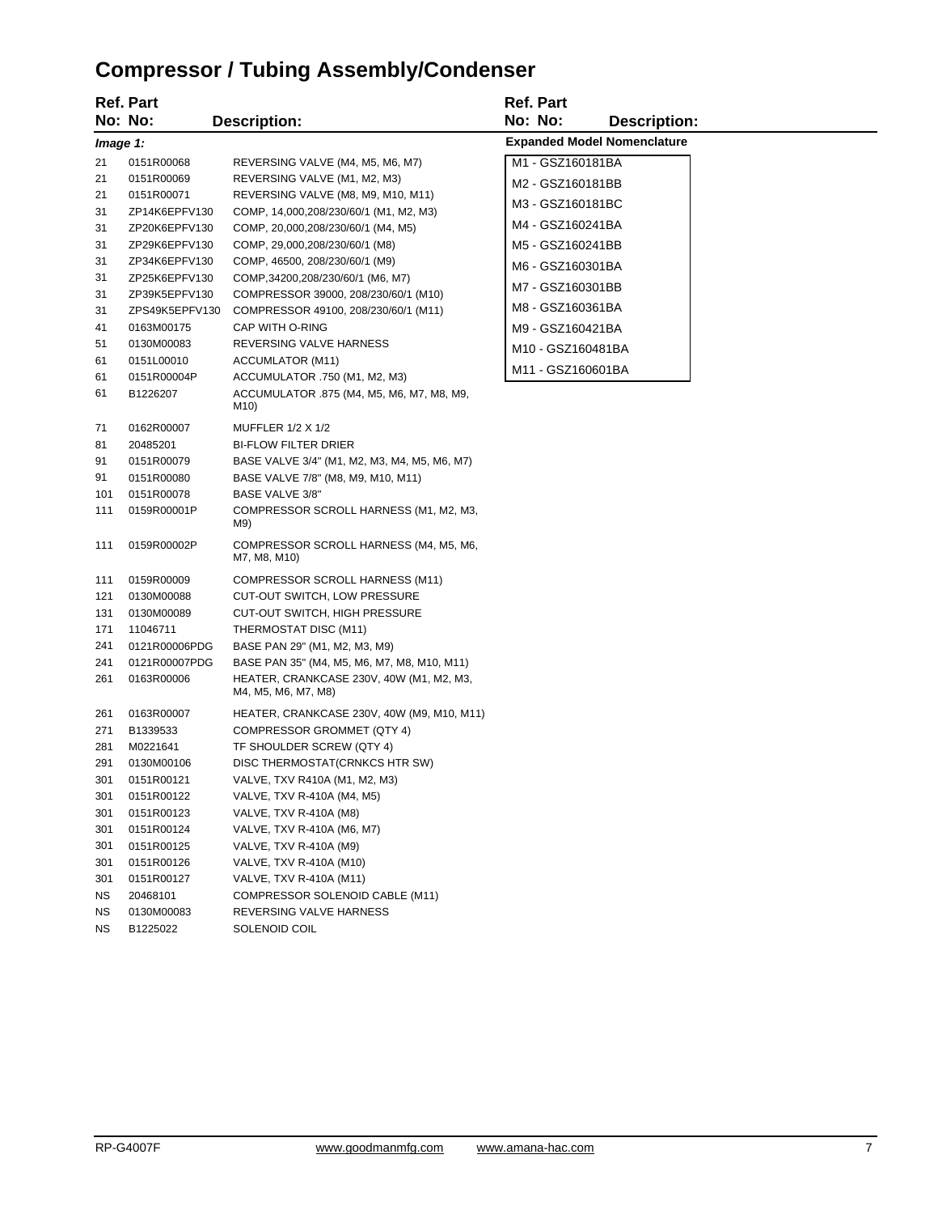# Compressor / Tubing Assembly/Condenser

| Ref. No: | Part No: | Description: |
|---|---|---|
| *Image 1:* | | |
| 21 | 0151R00068 | REVERSING VALVE (M4, M5, M6, M7) |
| 21 | 0151R00069 | REVERSING VALVE (M1, M2, M3) |
| 21 | 0151R00071 | REVERSING VALVE (M8, M9, M10, M11) |
| 31 | ZP14K6EPFV130 | COMP, 14,000,208/230/60/1 (M1, M2, M3) |
| 31 | ZP20K6EPFV130 | COMP, 20,000,208/230/60/1 (M4, M5) |
| 31 | ZP29K6EPFV130 | COMP, 29,000,208/230/60/1 (M8) |
| 31 | ZP34K6EPFV130 | COMP, 46500, 208/230/60/1 (M9) |
| 31 | ZP25K6EPFV130 | COMP,34200,208/230/60/1 (M6, M7) |
| 31 | ZP39K5EPFV130 | COMPRESSOR 39000, 208/230/60/1 (M10) |
| 31 | ZPS49K5EPFV130 | COMPRESSOR 49100, 208/230/60/1 (M11) |
| 41 | 0163M00175 | CAP WITH O-RING |
| 51 | 0130M00083 | REVERSING VALVE HARNESS |
| 61 | 0151L00010 | ACCUMLATOR (M11) |
| 61 | 0151R00004P | ACCUMULATOR .750 (M1, M2, M3) |
| 61 | B1226207 | ACCUMULATOR .875 (M4, M5, M6, M7, M8, M9, M10) |
| 71 | 0162R00007 | MUFFLER 1/2 X 1/2 |
| 81 | 20485201 | BI-FLOW FILTER DRIER |
| 91 | 0151R00079 | BASE VALVE 3/4" (M1, M2, M3, M4, M5, M6, M7) |
| 91 | 0151R00080 | BASE VALVE 7/8" (M8, M9, M10, M11) |
| 101 | 0151R00078 | BASE VALVE 3/8" |
| 111 | 0159R00001P | COMPRESSOR SCROLL HARNESS (M1, M2, M3, M9) |
| 111 | 0159R00002P | COMPRESSOR SCROLL HARNESS (M4, M5, M6, M7, M8, M10) |
| 111 | 0159R00009 | COMPRESSOR SCROLL HARNESS (M11) |
| 121 | 0130M00088 | CUT-OUT SWITCH, LOW PRESSURE |
| 131 | 0130M00089 | CUT-OUT SWITCH, HIGH PRESSURE |
| 171 | 11046711 | THERMOSTAT DISC (M11) |
| 241 | 0121R00006PDG | BASE PAN 29" (M1, M2, M3, M9) |
| 241 | 0121R00007PDG | BASE PAN 35" (M4, M5, M6, M7, M8, M10, M11) |
| 261 | 0163R00006 | HEATER, CRANKCASE 230V, 40W (M1, M2, M3, M4, M5, M6, M7, M8) |
| 261 | 0163R00007 | HEATER, CRANKCASE 230V, 40W (M9, M10, M11) |
| 271 | B1339533 | COMPRESSOR GROMMET (QTY 4) |
| 281 | M0221641 | TF SHOULDER SCREW (QTY 4) |
| 291 | 0130M00106 | DISC THERMOSTAT(CRNKCS HTR SW) |
| 301 | 0151R00121 | VALVE, TXV R410A (M1, M2, M3) |
| 301 | 0151R00122 | VALVE, TXV R-410A (M4, M5) |
| 301 | 0151R00123 | VALVE, TXV R-410A (M8) |
| 301 | 0151R00124 | VALVE, TXV R-410A (M6, M7) |
| 301 | 0151R00125 | VALVE, TXV R-410A (M9) |
| 301 | 0151R00126 | VALVE, TXV R-410A (M10) |
| 301 | 0151R00127 | VALVE, TXV R-410A (M11) |
| NS | 20468101 | COMPRESSOR SOLENOID CABLE (M11) |
| NS | 0130M00083 | REVERSING VALVE HARNESS |
| NS | B1225022 | SOLENOID COIL |

**Expanded Model Nomenclature**

- M1 - GSZ160181BA
- M2 - GSZ160181BB
- M3 - GSZ160181BC
- M4 - GSZ160241BA
- M5 - GSZ160241BB
- M6 - GSZ160301BA
- M7 - GSZ160301BB
- M8 - GSZ160361BA
- M9 - GSZ160421BA
- M10 - GSZ160481BA
- M11 - GSZ160601BA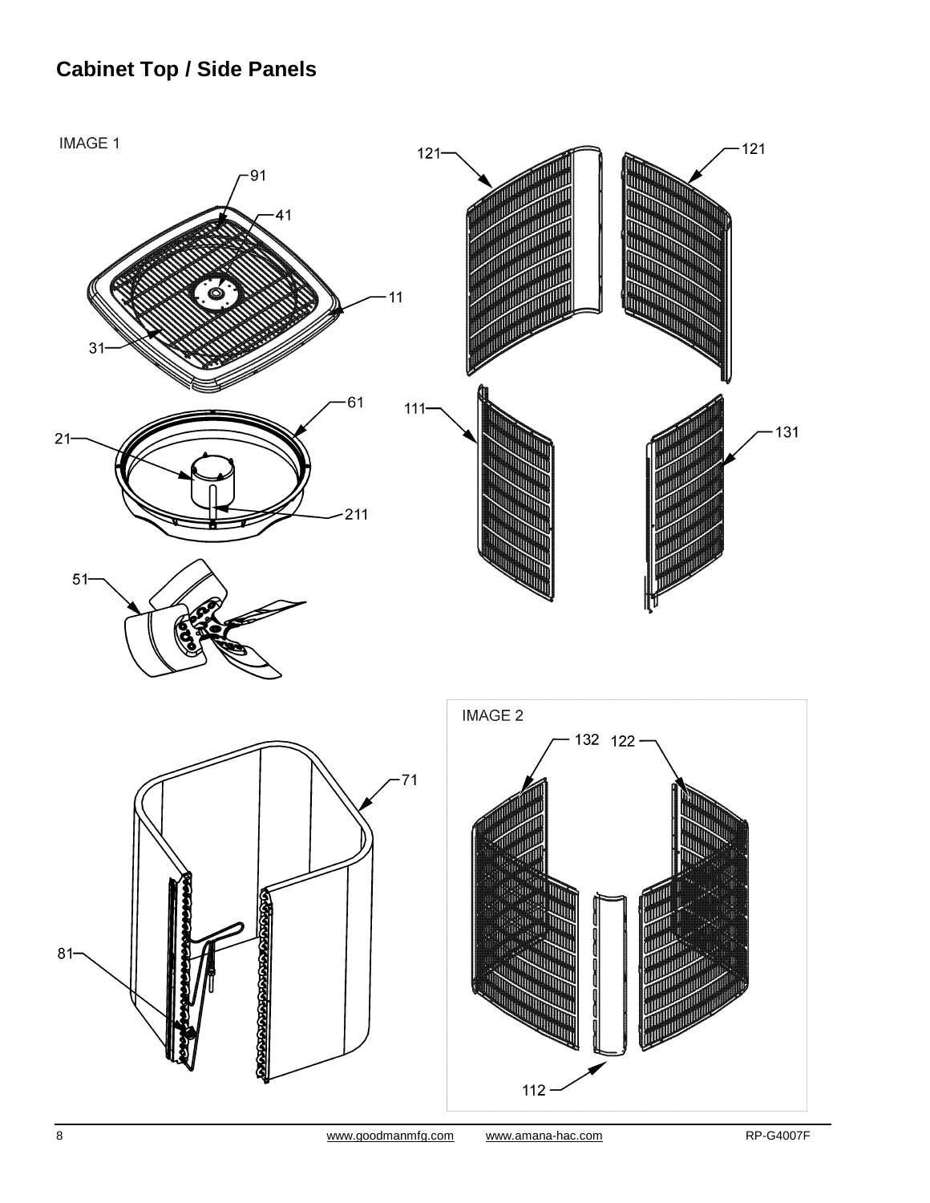## Cabinet Top / Side Panels

IMAGE 1

91

41

11

31

121

121

111

131

61

21

211

51

71

81

IMAGE 2

132

122

112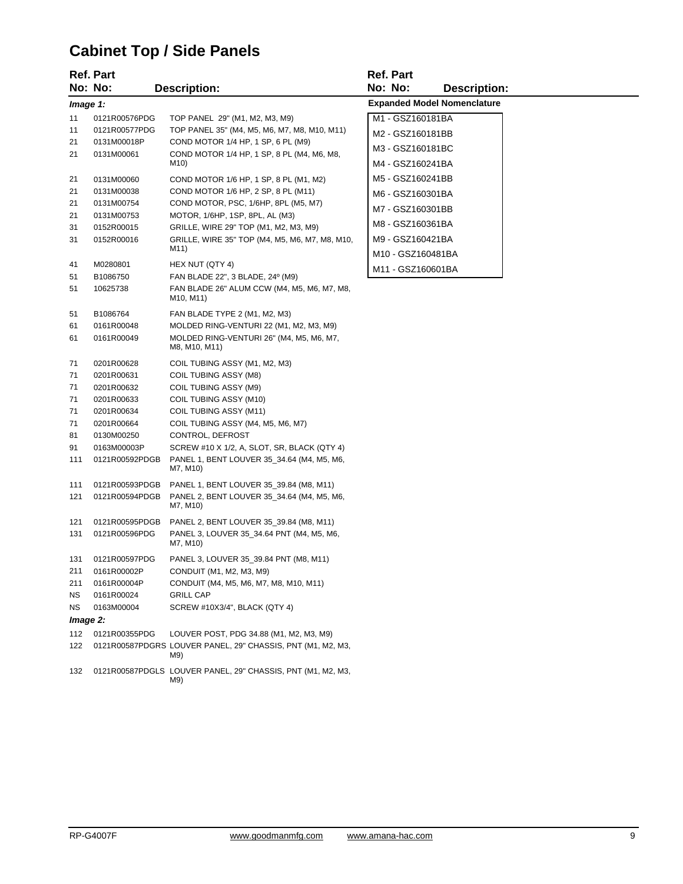# Cabinet Top / Side Panels

| Ref. No: | Part No: | Description: |
|---|---|---|
| ***Image 1:*** | | |
| 11 | 0121R00576PDG | TOP PANEL 29" (M1, M2, M3, M9) |
| 11 | 0121R00577PDG | TOP PANEL 35" (M4, M5, M6, M7, M8, M10, M11) |
| 21 | 0131M00018P | COND MOTOR 1/4 HP, 1 SP, 6 PL (M9) |
| 21 | 0131M00061 | COND MOTOR 1/4 HP, 1 SP, 8 PL (M4, M6, M8, M10) |
| 21 | 0131M00060 | COND MOTOR 1/6 HP, 1 SP, 8 PL (M1, M2) |
| 21 | 0131M00038 | COND MOTOR 1/6 HP, 2 SP, 8 PL (M11) |
| 21 | 0131M00754 | COND MOTOR, PSC, 1/6HP, 8PL (M5, M7) |
| 21 | 0131M00753 | MOTOR, 1/6HP, 1SP, 8PL, AL (M3) |
| 31 | 0152R00015 | GRILLE, WIRE 29" TOP (M1, M2, M3, M9) |
| 31 | 0152R00016 | GRILLE, WIRE 35" TOP (M4, M5, M6, M7, M8, M10, M11) |
| 41 | M0280801 | HEX NUT (QTY 4) |
| 51 | B1086750 | FAN BLADE 22", 3 BLADE, 24º (M9) |
| 51 | 10625738 | FAN BLADE 26" ALUM CCW (M4, M5, M6, M7, M8, M10, M11) |
| 51 | B1086764 | FAN BLADE TYPE 2 (M1, M2, M3) |
| 61 | 0161R00048 | MOLDED RING-VENTURI 22 (M1, M2, M3, M9) |
| 61 | 0161R00049 | MOLDED RING-VENTURI 26" (M4, M5, M6, M7, M8, M10, M11) |
| 71 | 0201R00628 | COIL TUBING ASSY (M1, M2, M3) |
| 71 | 0201R00631 | COIL TUBING ASSY (M8) |
| 71 | 0201R00632 | COIL TUBING ASSY (M9) |
| 71 | 0201R00633 | COIL TUBING ASSY (M10) |
| 71 | 0201R00634 | COIL TUBING ASSY (M11) |
| 71 | 0201R00664 | COIL TUBING ASSY (M4, M5, M6, M7) |
| 81 | 0130M00250 | CONTROL, DEFROST |
| 91 | 0163M00003P | SCREW #10 X 1/2, A, SLOT, SR, BLACK (QTY 4) |
| 111 | 0121R00592PDGB | PANEL 1, BENT LOUVER 35_34.64 (M4, M5, M6, M7, M10) |
| 111 | 0121R00593PDGB | PANEL 1, BENT LOUVER 35_39.84 (M8, M11) |
| 121 | 0121R00594PDGB | PANEL 2, BENT LOUVER 35_34.64 (M4, M5, M6, M7, M10) |
| 121 | 0121R00595PDGB | PANEL 2, BENT LOUVER 35_39.84 (M8, M11) |
| 131 | 0121R00596PDG | PANEL 3, LOUVER 35_34.64 PNT (M4, M5, M6, M7, M10) |
| 131 | 0121R00597PDG | PANEL 3, LOUVER 35_39.84 PNT (M8, M11) |
| 211 | 0161R00002P | CONDUIT (M1, M2, M3, M9) |
| 211 | 0161R00004P | CONDUIT (M4, M5, M6, M7, M8, M10, M11) |
| NS | 0161R00024 | GRILL CAP |
| NS | 0163M00004 | SCREW #10X3/4", BLACK (QTY 4) |
| ***Image 2:*** | | |
| 112 | 0121R00355PDG | LOUVER POST, PDG 34.88 (M1, M2, M3, M9) |
| 122 | 0121R00587PDGRS | LOUVER PANEL, 29" CHASSIS, PNT (M1, M2, M3, M9) |
| 132 | 0121R00587PDGLS | LOUVER PANEL, 29" CHASSIS, PNT (M1, M2, M3, M9) |

**Expanded Model Nomenclature**

- M1 - GSZ160181BA
- M2 - GSZ160181BB
- M3 - GSZ160181BC
- M4 - GSZ160241BA
- M5 - GSZ160241BB
- M6 - GSZ160301BA
- M7 - GSZ160301BB
- M8 - GSZ160361BA
- M9 - GSZ160421BA
- M10 - GSZ160481BA
- M11 - GSZ160601BA